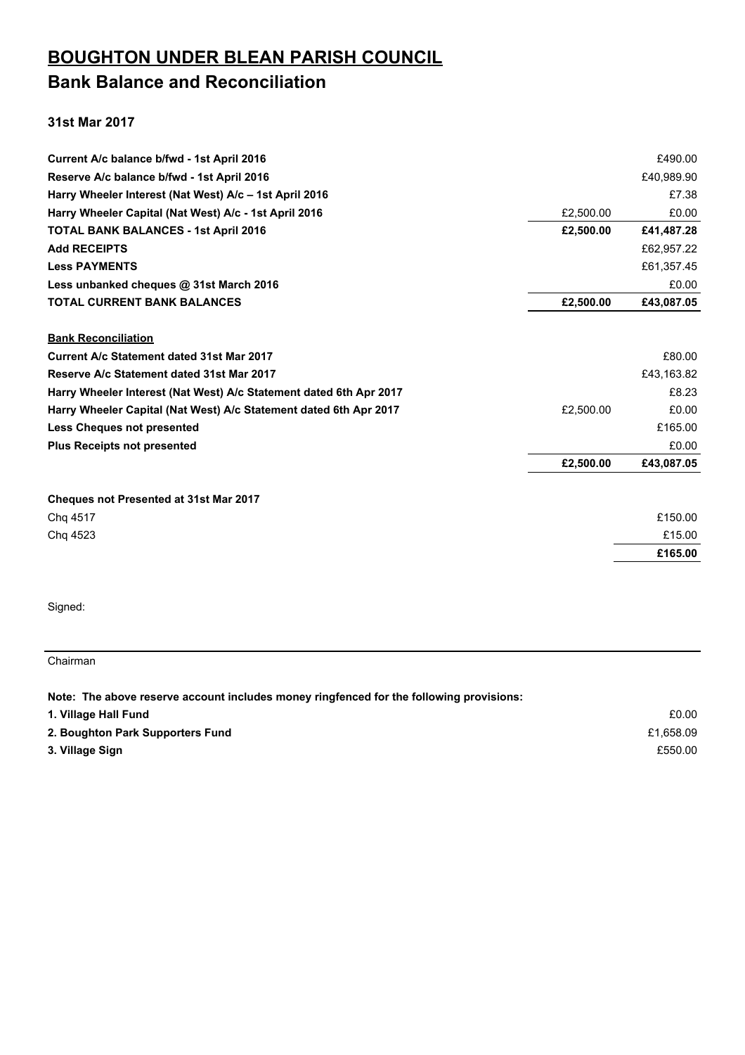# BOUGHTON UNDER BLEAN PARISH COUNCIL

## Bank Balance and Reconciliation

**31st Mar 2017**

| | | |
|---|---|---|
| **Current A/c balance b/fwd - 1st April 2016** | | £490.00 |
| **Reserve A/c balance b/fwd - 1st April 2016** | | £40,989.90 |
| **Harry Wheeler Interest (Nat West) A/c – 1st April 2016** | | £7.38 |
| **Harry Wheeler Capital (Nat West) A/c - 1st April 2016** | £2,500.00 | £0.00 |
| **TOTAL BANK BALANCES - 1st April 2016** | **£2,500.00** | **£41,487.28** |
| **Add RECEIPTS** | | £62,957.22 |
| **Less PAYMENTS** | | £61,357.45 |
| **Less unbanked cheques @ 31st March 2016** | | £0.00 |
| **TOTAL CURRENT BANK BALANCES** | **£2,500.00** | **£43,087.05** |

**Bank Reconciliation**

| | | |
|---|---|---|
| **Current A/c Statement dated 31st Mar 2017** | | £80.00 |
| **Reserve A/c Statement dated 31st Mar 2017** | | £43,163.82 |
| **Harry Wheeler Interest (Nat West) A/c Statement dated 6th Apr 2017** | | £8.23 |
| **Harry Wheeler Capital (Nat West) A/c Statement dated 6th Apr 2017** | £2,500.00 | £0.00 |
| **Less Cheques not presented** | | £165.00 |
| **Plus Receipts not presented** | | £0.00 |
| | **£2,500.00** | **£43,087.05** |

**Cheques not Presented at 31st Mar 2017**

| | |
|---|---|
| Chq 4517 | £150.00 |
| Chq 4523 | £15.00 |
| | **£165.00** |

Signed:

Chairman

**Note: The above reserve account includes money ringfenced for the following provisions:**

| | |
|---|---|
| **1. Village Hall Fund** | £0.00 |
| **2. Boughton Park Supporters Fund** | £1,658.09 |
| **3. Village Sign** | £550.00 |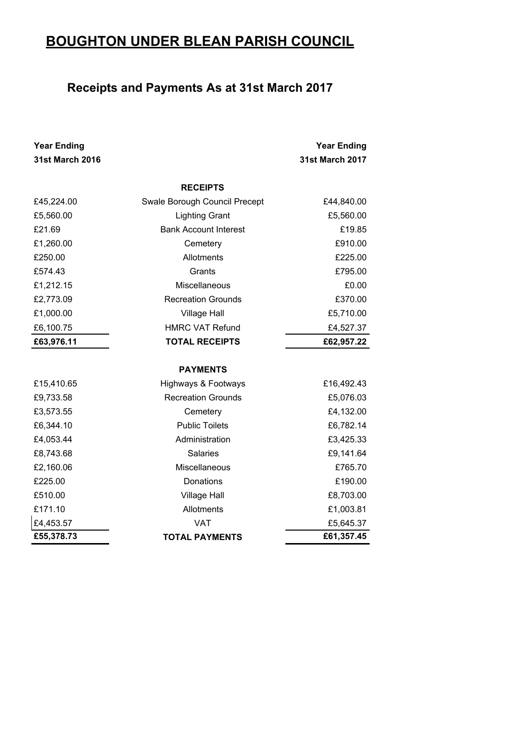# BOUGHTON UNDER BLEAN PARISH COUNCIL

## Receipts and Payments As at 31st March 2017

| Year Ending 31st March 2016 | | Year Ending 31st March 2017 |
|---|---|---|
| | **RECEIPTS** | |
| £45,224.00 | Swale Borough Council Precept | £44,840.00 |
| £5,560.00 | Lighting Grant | £5,560.00 |
| £21.69 | Bank Account Interest | £19.85 |
| £1,260.00 | Cemetery | £910.00 |
| £250.00 | Allotments | £225.00 |
| £574.43 | Grants | £795.00 |
| £1,212.15 | Miscellaneous | £0.00 |
| £2,773.09 | Recreation Grounds | £370.00 |
| £1,000.00 | Village Hall | £5,710.00 |
| £6,100.75 | HMRC VAT Refund | £4,527.37 |
| **£63,976.11** | **TOTAL RECEIPTS** | **£62,957.22** |
| | **PAYMENTS** | |
| £15,410.65 | Highways & Footways | £16,492.43 |
| £9,733.58 | Recreation Grounds | £5,076.03 |
| £3,573.55 | Cemetery | £4,132.00 |
| £6,344.10 | Public Toilets | £6,782.14 |
| £4,053.44 | Administration | £3,425.33 |
| £8,743.68 | Salaries | £9,141.64 |
| £2,160.06 | Miscellaneous | £765.70 |
| £225.00 | Donations | £190.00 |
| £510.00 | Village Hall | £8,703.00 |
| £171.10 | Allotments | £1,003.81 |
| £4,453.57 | VAT | £5,645.37 |
| **£55,378.73** | **TOTAL PAYMENTS** | **£61,357.45** |